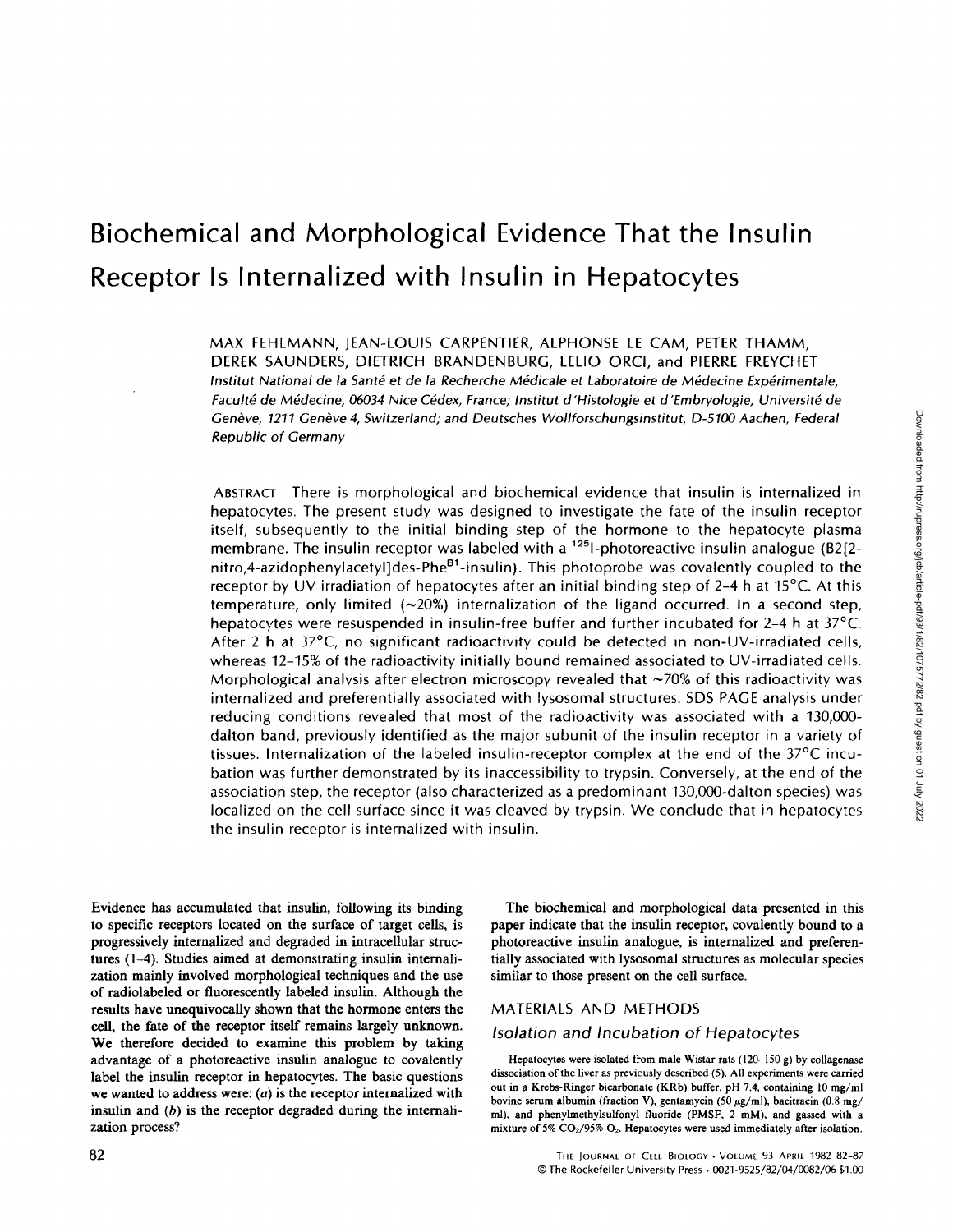# Biochemical and Morphological Evidence That the Insulin Receptor Is Internalized with Insulin in Hepatocytes

MAX FEHLMANN, JEAN-LOUIS CARPENTIER, ALPHONSE LE CAM, PETER THAMM, DEREK SAUNDERS, DIETRICH BRANDENBURG, LELIO ORCI, and PIERRE FREYCHET

*Institut National de la Santé et de la Recherche Médicale et Laboratoire de Médecine Expérimentale, Faculté de Médecine, 06034 Nice Cédex, France; Institut d'Histologie et d'Embryologie, Université de Genève, 1211 Genève 4, Switzerland; and Deutsches Wollforschungsinstitut, D-5100 Aachen, Federal Republic of Germany*

ABSTRACT There is morphological and biochemical evidence that insulin is internalized in hepatocytes. The present study was designed to investigate the fate of the insulin receptor itself, subsequently to the initial binding step of the hormone to the hepatocyte plasma membrane. The insulin receptor was labeled with a $^{125}$I-photoreactive insulin analogue (B2[2-nitro,4-azidophenylacetyl]des-Phe$^{B1}$-insulin). This photoprobe was covalently coupled to the receptor by UV irradiation of hepatocytes after an initial binding step of 2–4 h at 15°C. At this temperature, only limited (~20%) internalization of the ligand occurred. In a second step, hepatocytes were resuspended in insulin-free buffer and further incubated for 2–4 h at 37°C. After 2 h at 37°C, no significant radioactivity could be detected in non-UV-irradiated cells, whereas 12–15% of the radioactivity initially bound remained associated to UV-irradiated cells. Morphological analysis after electron microscopy revealed that ~70% of this radioactivity was internalized and preferentially associated with lysosomal structures. SDS PAGE analysis under reducing conditions revealed that most of the radioactivity was associated with a 130,000-dalton band, previously identified as the major subunit of the insulin receptor in a variety of tissues. Internalization of the labeled insulin-receptor complex at the end of the 37°C incubation was further demonstrated by its inaccessibility to trypsin. Conversely, at the end of the association step, the receptor (also characterized as a predominant 130,000-dalton species) was localized on the cell surface since it was cleaved by trypsin. We conclude that in hepatocytes the insulin receptor is internalized with insulin.

Evidence has accumulated that insulin, following its binding to specific receptors located on the surface of target cells, is progressively internalized and degraded in intracellular structures (1–4). Studies aimed at demonstrating insulin internalization mainly involved morphological techniques and the use of radiolabeled or fluorescently labeled insulin. Although the results have unequivocally shown that the hormone enters the cell, the fate of the receptor itself remains largely unknown. We therefore decided to examine this problem by taking advantage of a photoreactive insulin analogue to covalently label the insulin receptor in hepatocytes. The basic questions we wanted to address were: (*a*) is the receptor internalized with insulin and (*b*) is the receptor degraded during the internalization process?

The biochemical and morphological data presented in this paper indicate that the insulin receptor, covalently bound to a photoreactive insulin analogue, is internalized and preferentially associated with lysosomal structures as molecular species similar to those present on the cell surface.

## MATERIALS AND METHODS

### Isolation and Incubation of Hepatocytes

Hepatocytes were isolated from male Wistar rats (120–150 g) by collagenase dissociation of the liver as previously described (5). All experiments were carried out in a Krebs-Ringer bicarbonate (KRb) buffer, pH 7.4, containing 10 mg/ml bovine serum albumin (fraction V), gentamycin (50 µg/ml), bacitracin (0.8 mg/ml), and phenylmethylsulfonyl fluoride (PMSF, 2 mM), and gassed with a mixture of 5% $CO_2$/95% $O_2$. Hepatocytes were used immediately after isolation.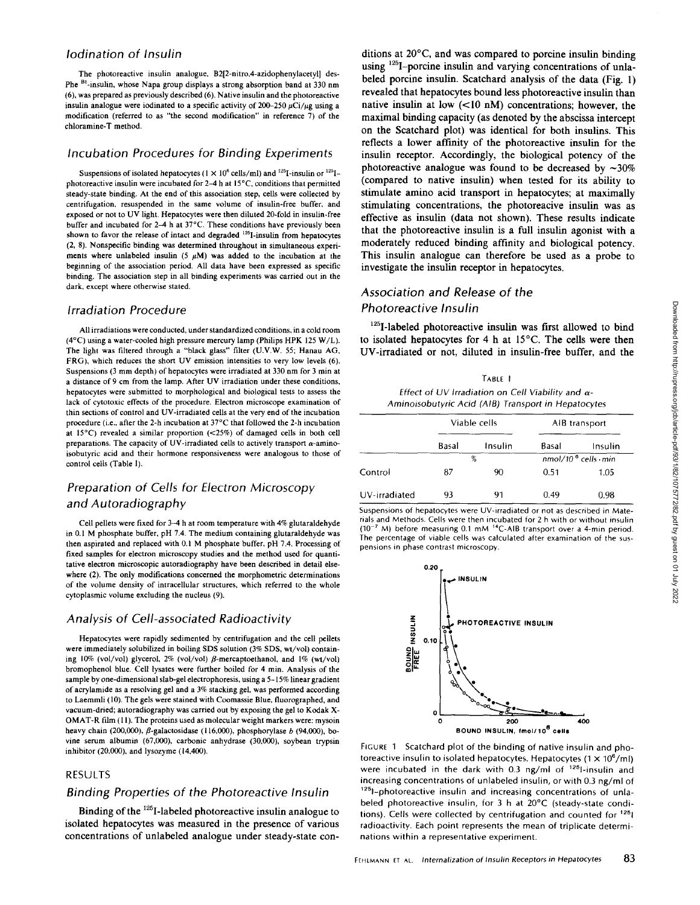## Iodination of Insulin

The photoreactive insulin analogue, B2[2-nitro,4-azidophenylacetyl] des-Phe [B1]-insulin, whose Napa group displays a strong absorption band at 330 nm (6), was prepared as previously described (6). Native insulin and the photoreactive insulin analogue were iodinated to a specific activity of 200–250 μCi/μg using a modification (referred to as "the second modification" in reference 7) of the chloramine-T method.

## Incubation Procedures for Binding Experiments

Suspensions of isolated hepatocytes ($1 \times 10^6$ cells/ml) and $^{125}$I-insulin or $^{125}$I-photoreactive insulin were incubated for 2–4 h at 15°C, conditions that permitted steady-state binding. At the end of this association step, cells were collected by centrifugation, resuspended in the same volume of insulin-free buffer, and exposed or not to UV light. Hepatocytes were then diluted 20-fold in insulin-free buffer and incubated for 2–4 h at 37°C. These conditions have previously been shown to favor the release of intact and degraded $^{125}$I-insulin from hepatocytes (2, 8). Nonspecific binding was determined throughout in simultaneous experiments where unlabeled insulin (5 μM) was added to the incubation at the beginning of the association period. All data have been expressed as specific binding. The association step in all binding experiments was carried out in the dark, except where otherwise stated.

## Irradiation Procedure

All irradiations were conducted, under standardized conditions, in a cold room (4°C) using a water-cooled high pressure mercury lamp (Philips HPK 125 W/L). The light was filtered through a "black glass" filter (U.V.W. 55; Hanau AG, FRG), which reduces the short UV emission intensities to very low levels (6). Suspensions (3 mm depth) of hepatocytes were irradiated at 330 nm for 3 min at a distance of 9 cm from the lamp. After UV irradiation under these conditions, hepatocytes were submitted to morphological and biological tests to assess the lack of cytotoxic effects of the procedure. Electron microscope examination of thin sections of control and UV-irradiated cells at the very end of the incubation procedure (i.e., after the 2-h incubation at 37°C that followed the 2-h incubation at 15°C) revealed a similar proportion (<25%) of damaged cells in both cell preparations. The capacity of UV-irradiated cells to actively transport α-aminoisobutyric acid and their hormone responsiveness were analogous to those of control cells (Table I).

## Preparation of Cells for Electron Microscopy and Autoradiography

Cell pellets were fixed for 3–4 h at room temperature with 4% glutaraldehyde in 0.1 M phosphate buffer, pH 7.4. The medium containing glutaraldehyde was then aspirated and replaced with 0.1 M phosphate buffer, pH 7.4. Processing of fixed samples for electron microscopy studies and the method used for quantitative electron microscopic autoradiography have been described in detail elsewhere (2). The only modifications concerned the morphometric determinations of the volume density of intracellular structures, which referred to the whole cytoplasmic volume excluding the nucleus (9).

## Analysis of Cell-associated Radioactivity

Hepatocytes were rapidly sedimented by centrifugation and the cell pellets were immediately solubilized in boiling SDS solution (3% SDS, wt/vol) containing 10% (vol/vol) glycerol, 2% (vol/vol) β-mercaptoethanol, and 1% (wt/vol) bromophenol blue. Cell lysates were further boiled for 4 min. Analysis of the sample by one-dimensional slab-gel electrophoresis, using a 5–15% linear gradient of acrylamide as a resolving gel and a 3% stacking gel, was performed according to Laemmli (10). The gels were stained with Coomassie Blue, fluorographed, and vacuum-dried; autoradiography was carried out by exposing the gel to Kodak X-OMAT-R film (11). The proteins used as molecular weight markers were: mysoin heavy chain (200,000), β-galactosidase (116,000), phosphorylase *b* (94,000), bovine serum albumin (67,000), carbonic anhydrase (30,000), soybean trypsin inhibitor (20,000), and lysozyme (14,400).

# RESULTS

## Binding Properties of the Photoreactive Insulin

Binding of the $^{125}$I-labeled photoreactive insulin analogue to isolated hepatocytes was measured in the presence of various concentrations of unlabeled analogue under steady-state conditions at 20°C, and was compared to porcine insulin binding using $^{125}$I-porcine insulin and varying concentrations of unlabeled porcine insulin. Scatchard analysis of the data (Fig. 1) revealed that hepatocytes bound less photoreactive insulin than native insulin at low (<10 nM) concentrations; however, the maximal binding capacity (as denoted by the abscissa intercept on the Scatchard plot) was identical for both insulins. This reflects a lower affinity of the photoreactive insulin for the insulin receptor. Accordingly, the biological potency of the photoreactive analogue was found to be decreased by ~30% (compared to native insulin) when tested for its ability to stimulate amino acid transport in hepatocytes; at maximally stimulating concentrations, the photoreacive insulin was as effective as insulin (data not shown). These results indicate that the photoreactive insulin is a full insulin agonist with a moderately reduced binding affinity and biological potency. This insulin analogue can therefore be used as a probe to investigate the insulin receptor in hepatocytes.

## Association and Release of the Photoreactive Insulin

$^{125}$I-labeled photoreactive insulin was first allowed to bind to isolated hepatocytes for 4 h at 15°C. The cells were then UV-irradiated or not, diluted in insulin-free buffer, and the

TABLE I
*Effect of UV Irradiation on Cell Viability and α-Aminoisobutyric Acid (AIB) Transport in Hepatocytes*

| | Viable cells | | AIB transport | |
|---|---|---|---|---|
| | Basal | Insulin | Basal | Insulin |
| | % | | nmol/$10^6$ cells · min | |
| Control | 87 | 90 | 0.51 | 1.05 |
| UV-irradiated | 93 | 91 | 0.49 | 0.98 |

Suspensions of hepatocytes were UV-irradiated or not as described in Materials and Methods. Cells were then incubated for 2 h with or without insulin ($10^{-7}$ M) before measuring 0.1 mM $^{14}$C-AIB transport over a 4-min period. The percentage of viable cells was calculated after examination of the suspensions in phase contrast microscopy.

FIGURE 1 Scatchard plot of the binding of native insulin and photoreactive insulin to isolated hepatocytes. Hepatocytes ($1 \times 10^6$/ml) were incubated in the dark with 0.3 ng/ml of $^{125}$I-insulin and increasing concentrations of unlabeled insulin, or with 0.3 ng/ml of $^{125}$I-photoreactive insulin and increasing concentrations of unlabeled photoreactive insulin, for 3 h at 20°C (steady-state conditions). Cells were collected by centrifugation and counted for $^{125}$I radioactivity. Each point represents the mean of triplicate determinations within a representative experiment.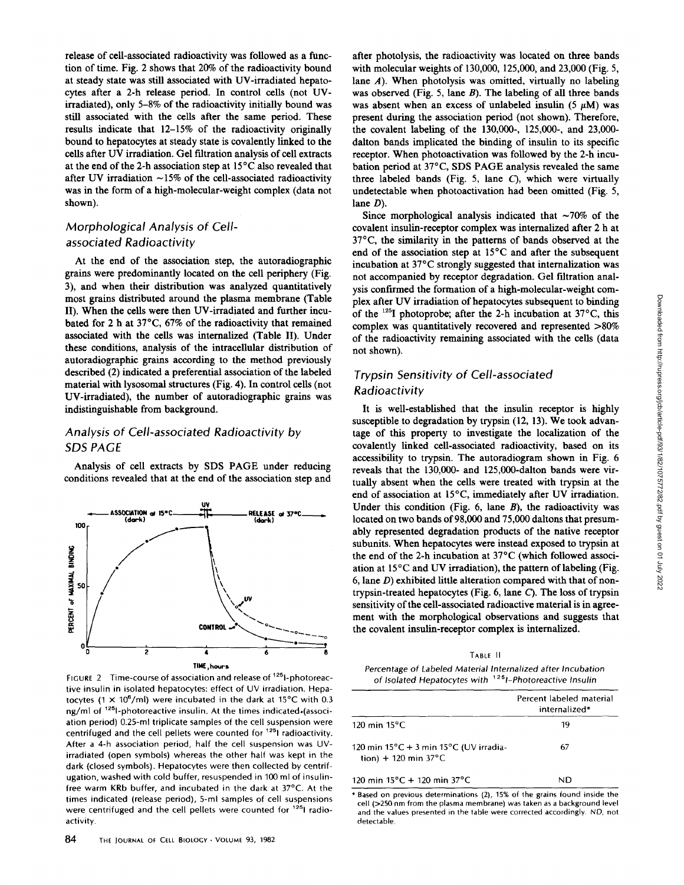release of cell-associated radioactivity was followed as a function of time. Fig. 2 shows that 20% of the radioactivity bound at steady state was still associated with UV-irradiated hepatocytes after a 2-h release period. In control cells (not UV-irradiated), only 5–8% of the radioactivity initially bound was still associated with the cells after the same period. These results indicate that 12–15% of the radioactivity originally bound to hepatocytes at steady state is covalently linked to the cells after UV irradiation. Gel filtration analysis of cell extracts at the end of the 2-h association step at 15°C also revealed that after UV irradiation ~15% of the cell-associated radioactivity was in the form of a high-molecular-weight complex (data not shown).

## Morphological Analysis of Cell-associated Radioactivity

At the end of the association step, the autoradiographic grains were predominantly located on the cell periphery (Fig. 3), and when their distribution was analyzed quantitatively most grains distributed around the plasma membrane (Table II). When the cells were then UV-irradiated and further incubated for 2 h at 37°C, 67% of the radioactivity that remained associated with the cells was internalized (Table II). Under these conditions, analysis of the intracellular distribution of autoradiographic grains according to the method previously described (2) indicated a preferential association of the labeled material with lysosomal structures (Fig. 4). In control cells (not UV-irradiated), the number of autoradiographic grains was indistinguishable from background.

## Analysis of Cell-associated Radioactivity by SDS PAGE

Analysis of cell extracts by SDS PAGE under reducing conditions revealed that at the end of the association step and after photolysis, the radioactivity was located on three bands with molecular weights of 130,000, 125,000, and 23,000 (Fig. 5, lane *A*). When photolysis was omitted, virtually no labeling was observed (Fig. 5, lane *B*). The labeling of all three bands was absent when an excess of unlabeled insulin (5 μM) was present during the association period (not shown). Therefore, the covalent labeling of the 130,000-, 125,000-, and 23,000-dalton bands implicated the binding of insulin to its specific receptor. When photoactivation was followed by the 2-h incubation period at 37°C, SDS PAGE analysis revealed the same three labeled bands (Fig. 5, lane *C*), which were virtually undetectable when photoactivation had been omitted (Fig. 5, lane *D*).

Since morphological analysis indicated that ~70% of the covalent insulin-receptor complex was internalized after 2 h at 37°C, the similarity in the patterns of bands observed at the end of the association step at 15°C and after the subsequent incubation at 37°C strongly suggested that internalization was not accompanied by receptor degradation. Gel filtration analysis confirmed the formation of a high-molecular-weight complex after UV irradiation of hepatocytes subsequent to binding of the $^{125}$I photoprobe; after the 2-h incubation at 37°C, this complex was quantitatively recovered and represented >80% of the radioactivity remaining associated with the cells (data not shown).

## Trypsin Sensitivity of Cell-associated Radioactivity

It is well-established that the insulin receptor is highly susceptible to degradation by trypsin (12, 13). We took advantage of this property to investigate the localization of the covalently linked cell-associated radioactivity, based on its accessibility to trypsin. The autoradiogram shown in Fig. 6 reveals that the 130,000- and 125,000-dalton bands were virtually absent when the cells were treated with trypsin at the end of association at 15°C, immediately after UV irradiation. Under this condition (Fig. 6, lane *B*), the radioactivity was located on two bands of 98,000 and 75,000 daltons that presumably represented degradation products of the native receptor subunits. When hepatocytes were instead exposed to trypsin at the end of the 2-h incubation at 37°C (which followed association at 15°C and UV irradiation), the pattern of labeling (Fig. 6, lane *D*) exhibited little alteration compared with that of non-trypsin-treated hepatocytes (Fig. 6, lane *C*). The loss of trypsin sensitivity of the cell-associated radioactive material is in agreement with the morphological observations and suggests that the covalent insulin-receptor complex is internalized.

FIGURE 2 Time-course of association and release of $^{125}$I-photoreactive insulin in isolated hepatocytes: effect of UV irradiation. Hepatocytes ($1 \times 10^6$/ml) were incubated in the dark at 15°C with 0.3 ng/ml of $^{125}$I-photoreactive insulin. At the times indicated (association period) 0.25-ml triplicate samples of the cell suspension were centrifuged and the cell pellets were counted for $^{125}$I radioactivity. After a 4-h association period, half the cell suspension was UV-irradiated (open symbols) whereas the other half was kept in the dark (closed symbols). Hepatocytes were then collected by centrifugation, washed with cold buffer, resuspended in 100 ml of insulin-free warm KRb buffer, and incubated in the dark at 37°C. At the times indicated (release period), 5-ml samples of cell suspensions were centrifuged and the cell pellets were counted for $^{125}$I radioactivity.

TABLE II

*Percentage of Labeled Material Internalized after Incubation of Isolated Hepatocytes with $^{125}$I-Photoreactive Insulin*

| | Percent labeled material internalized* |
|---|---|
| 120 min 15°C | 19 |
| 120 min 15°C + 3 min 15°C (UV irradiation) + 120 min 37°C | 67 |
| 120 min 15°C + 120 min 37°C | ND |

\* Based on previous determinations (2), 15% of the grains found inside the cell (>250 nm from the plasma membrane) was taken as a background level and the values presented in the table were corrected accordingly. ND, not detectable.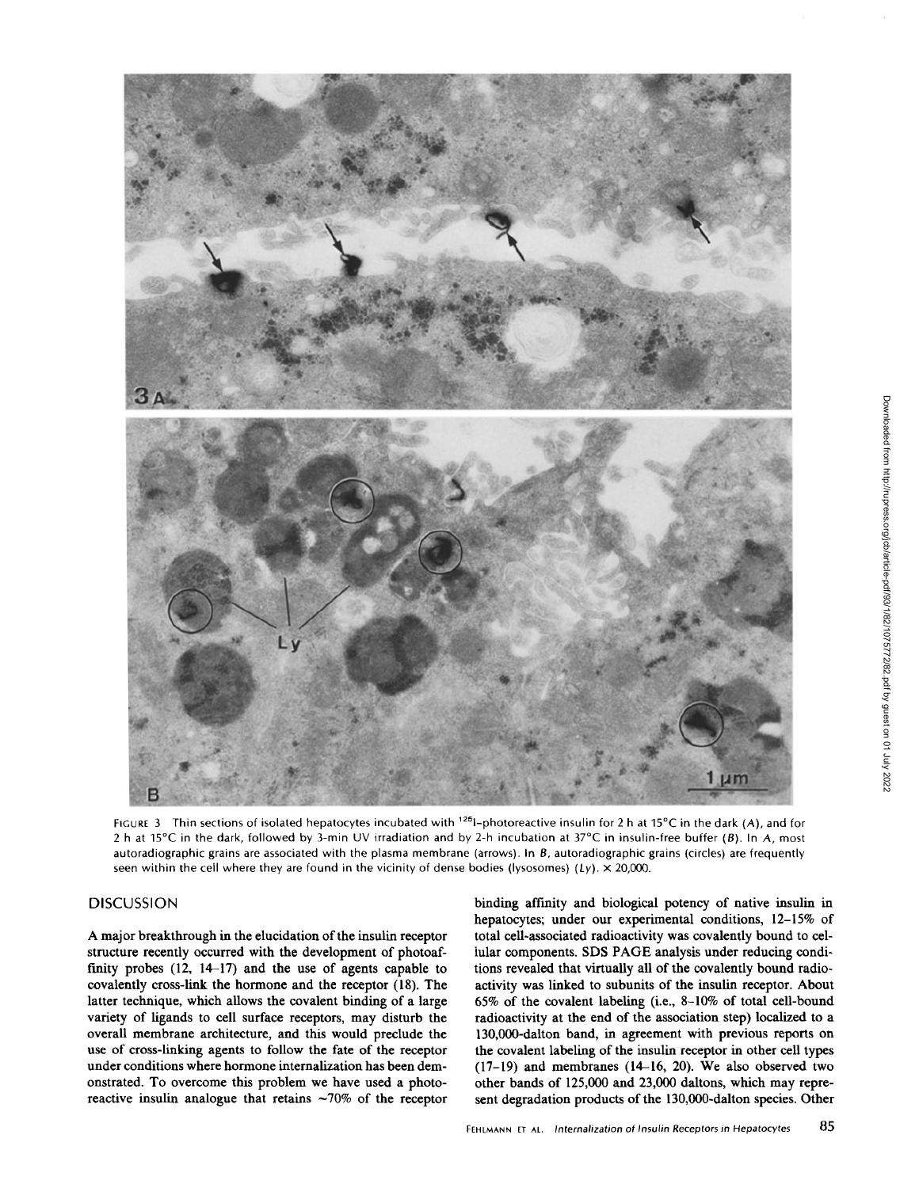FIGURE 3 Thin sections of isolated hepatocytes incubated with $^{125}$I-photoreactive insulin for 2 h at 15°C in the dark (*A*), and for 2 h at 15°C in the dark, followed by 3-min UV irradiation and by 2-h incubation at 37°C in insulin-free buffer (*B*). In *A*, most autoradiographic grains are associated with the plasma membrane (arrows). In *B*, autoradiographic grains (circles) are frequently seen within the cell where they are found in the vicinity of dense bodies (lysosomes) (*Ly*). × 20,000.

## DISCUSSION

A major breakthrough in the elucidation of the insulin receptor structure recently occurred with the development of photoaffinity probes (12, 14–17) and the use of agents capable to covalently cross-link the hormone and the receptor (18). The latter technique, which allows the covalent binding of a large variety of ligands to cell surface receptors, may disturb the overall membrane architecture, and this would preclude the use of cross-linking agents to follow the fate of the receptor under conditions where hormone internalization has been demonstrated. To overcome this problem we have used a photoreactive insulin analogue that retains ~70% of the receptor binding affinity and biological potency of native insulin in hepatocytes; under our experimental conditions, 12–15% of total cell-associated radioactivity was covalently bound to cellular components. SDS PAGE analysis under reducing conditions revealed that virtually all of the covalently bound radioactivity was linked to subunits of the insulin receptor. About 65% of the covalent labeling (i.e., 8–10% of total cell-bound radioactivity at the end of the association step) localized to a 130,000-dalton band, in agreement with previous reports on the covalent labeling of the insulin receptor in other cell types (17–19) and membranes (14–16, 20). We also observed two other bands of 125,000 and 23,000 daltons, which may represent degradation products of the 130,000-dalton species. Other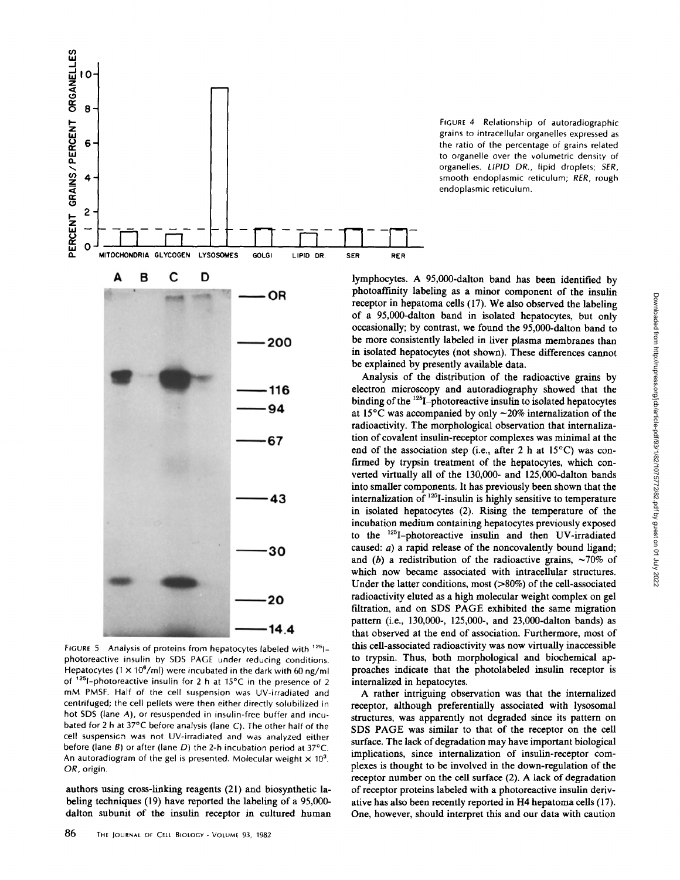FIGURE 4 Relationship of autoradiographic grains to intracellular organelles expressed as the ratio of the percentage of grains related to organelle over the volumetric density of organelles. *LIPID DR.*, lipid droplets; *SER*, smooth endoplasmic reticulum; *RER*, rough endoplasmic reticulum.

FIGURE 5 Analysis of proteins from hepatocytes labeled with $^{125}$I–photoreactive insulin by SDS PAGE under reducing conditions. Hepatocytes ($1 \times 10^6$/ml) were incubated in the dark with 60 ng/ml of $^{125}$I–photoreactive insulin for 2 h at 15°C in the presence of 2 mM PMSF. Half of the cell suspension was UV-irradiated and centrifuged; the cell pellets were then either directly solubilized in hot SDS (lane *A*), or resuspended in insulin-free buffer and incubated for 2 h at 37°C before analysis (lane *C*). The other half of the cell suspension was not UV-irradiated and was analyzed either before (lane *B*) or after (lane *D*) the 2-h incubation period at 37°C. An autoradiogram of the gel is presented. Molecular weight $\times 10^3$. *OR*, origin.

authors using cross-linking reagents (21) and biosynthetic labeling techniques (19) have reported the labeling of a 95,000-dalton subunit of the insulin receptor in cultured human lymphocytes. A 95,000-dalton band has been identified by photoaffinity labeling as a minor component of the insulin receptor in hepatoma cells (17). We also observed the labeling of a 95,000-dalton band in isolated hepatocytes, but only occasionally; by contrast, we found the 95,000-dalton band to be more consistently labeled in liver plasma membranes than in isolated hepatocytes (not shown). These differences cannot be explained by presently available data.

Analysis of the distribution of the radioactive grains by electron microscopy and autoradiography showed that the binding of the $^{125}$I–photoreactive insulin to isolated hepatocytes at 15°C was accompanied by only ~20% internalization of the radioactivity. The morphological observation that internalization of covalent insulin-receptor complexes was minimal at the end of the association step (i.e., after 2 h at 15°C) was confirmed by trypsin treatment of the hepatocytes, which converted virtually all of the 130,000- and 125,000-dalton bands into smaller components. It has previously been shown that the internalization of $^{125}$I-insulin is highly sensitive to temperature in isolated hepatocytes (2). Rising the temperature of the incubation medium containing hepatocytes previously exposed to the $^{125}$I–photoreactive insulin and then UV-irradiated caused: *a*) a rapid release of the noncovalently bound ligand; and (*b*) a redistribution of the radioactive grains, ~70% of which now became associated with intracellular structures. Under the latter conditions, most (>80%) of the cell-associated radioactivity eluted as a high molecular weight complex on gel filtration, and on SDS PAGE exhibited the same migration pattern (i.e., 130,000-, 125,000-, and 23,000-dalton bands) as that observed at the end of association. Furthermore, most of this cell-associated radioactivity was now virtually inaccessible to trypsin. Thus, both morphological and biochemical approaches indicate that the photolabeled insulin receptor is internalized in hepatocytes.

A rather intriguing observation was that the internalized receptor, although preferentially associated with lysosomal structures, was apparently not degraded since its pattern on SDS PAGE was similar to that of the receptor on the cell surface. The lack of degradation may have important biological implications, since internalization of insulin-receptor complexes is thought to be involved in the down-regulation of the receptor number on the cell surface (2). A lack of degradation of receptor proteins labeled with a photoreactive insulin derivative has also been recently reported in H4 hepatoma cells (17). One, however, should interpret this and our data with caution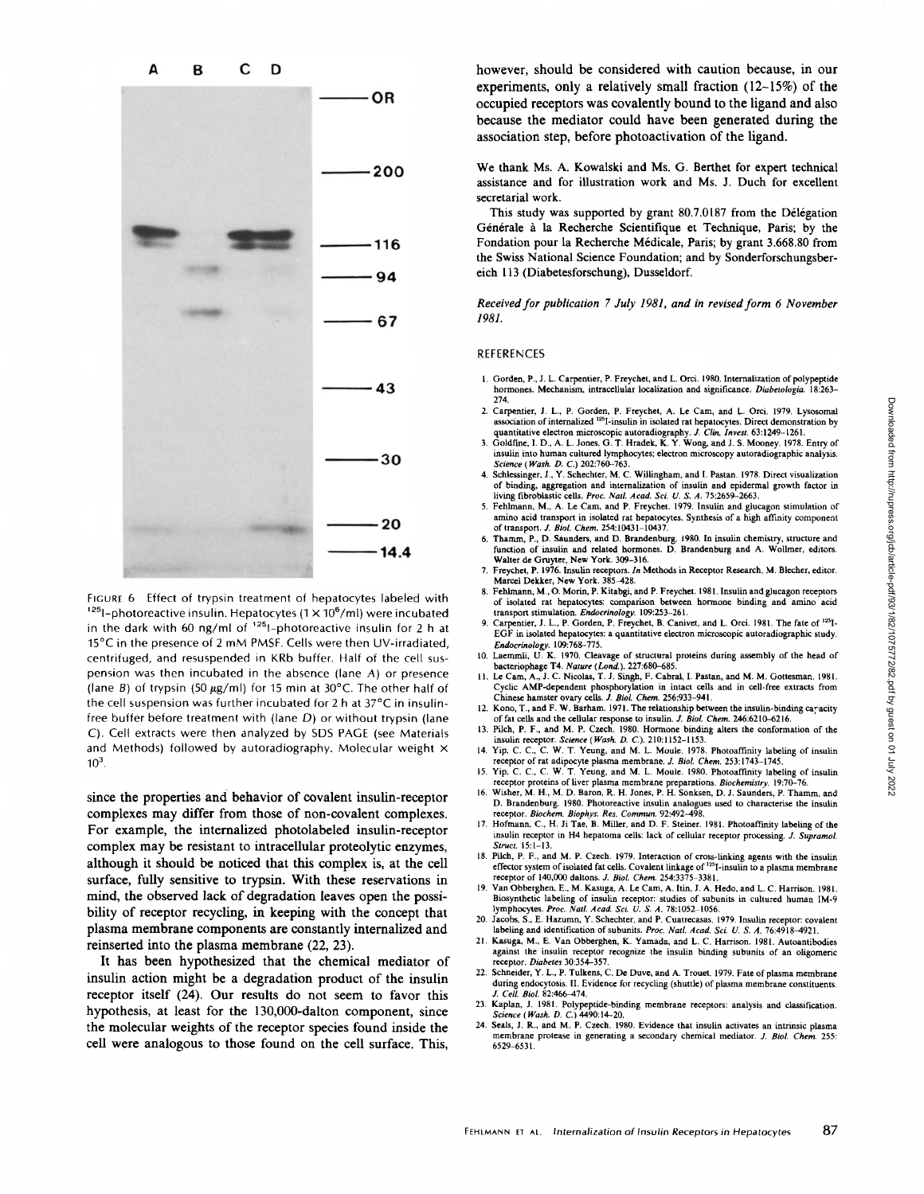A B C D

OR

200

116

94

67

43

30

20

14.4

FIGURE 6 Effect of trypsin treatment of hepatocytes labeled with $^{125}$I-photoreactive insulin. Hepatocytes ($1 \times 10^6$/ml) were incubated in the dark with 60 ng/ml of $^{125}$I-photoreactive insulin for 2 h at 15°C in the presence of 2 mM PMSF. Cells were then UV-irradiated, centrifuged, and resuspended in KRb buffer. Half of the cell suspension was then incubated in the absence (lane A) or presence (lane B) of trypsin (50 μg/ml) for 15 min at 30°C. The other half of the cell suspension was further incubated for 2 h at 37°C in insulin-free buffer before treatment with (lane D) or without trypsin (lane C). Cell extracts were then analyzed by SDS PAGE (see Materials and Methods) followed by autoradiography. Molecular weight × $10^3$.

since the properties and behavior of covalent insulin-receptor complexes may differ from those of non-covalent complexes. For example, the internalized photolabeled insulin-receptor complex may be resistant to intracellular proteolytic enzymes, although it should be noticed that this complex is, at the cell surface, fully sensitive to trypsin. With these reservations in mind, the observed lack of degradation leaves open the possibility of receptor recycling, in keeping with the concept that plasma membrane components are constantly internalized and reinserted into the plasma membrane (22, 23).

It has been hypothesized that the chemical mediator of insulin action might be a degradation product of the insulin receptor itself (24). Our results do not seem to favor this hypothesis, at least for the 130,000-dalton component, since the molecular weights of the receptor species found inside the cell were analogous to those found on the cell surface. This, however, should be considered with caution because, in our experiments, only a relatively small fraction (12–15%) of the occupied receptors was covalently bound to the ligand and also because the mediator could have been generated during the association step, before photoactivation of the ligand.

We thank Ms. A. Kowalski and Ms. G. Berthet for expert technical assistance and for illustration work and Ms. J. Duch for excellent secretarial work.

This study was supported by grant 80.7.0187 from the Délégation Générale à la Recherche Scientifique et Technique, Paris; by the Fondation pour la Recherche Médicale, Paris; by grant 3.668.80 from the Swiss National Science Foundation; and by Sonderforschungsbereich 113 (Diabetesforschung), Dusseldorf.

*Received for publication 7 July 1981, and in revised form 6 November 1981.*

## REFERENCES

1. Gorden, P., J. L. Carpentier, P. Freychet, and L. Orci. 1980. Internalization of polypeptide hormones. Mechanism, intracellular localization and significance. *Diabetologia.* 18:263–274.
2. Carpentier, J. L., P. Gorden, P. Freychet, A. Le Cam, and L. Orci. 1979. Lysosomal association of internalized $^{125}$I-insulin in isolated rat hepatocytes. Direct demonstration by quantitative electron microscopic autoradiography. *J. Clin. Invest.* 63:1249–1261.
3. Goldfine, I. D., A. L. Jones, G. T. Hradek, K. Y. Wong, and J. S. Mooney. 1978. Entry of insulin into human cultured lymphocytes; electron microscopy autoradiographic analysis. *Science (Wash. D. C.)* 202:760–763.
4. Schlessinger, J., Y. Schechter, M. C. Willingham, and I. Pastan. 1978. Direct visualization of binding, aggregation and internalization of insulin and epidermal growth factor in living fibroblastic cells. *Proc. Natl. Acad. Sci. U. S. A.* 75:2659–2663.
5. Fehlmann, M., A. Le Cam, and P. Freychet. 1979. Insulin and glucagon stimulation of amino acid transport in isolated rat hepatocytes. Synthesis of a high affinity component of transport. *J. Biol. Chem.* 254:10431–10437.
6. Thamm, P., D. Saunders, and D. Brandenburg. 1980. In insulin chemistry, structure and function of insulin and related hormones. D. Brandenburg and A. Wollmer, editors. Walter de Gruyter, New York. 309–316.
7. Freychet, P. 1976. Insulin receptors. *In* Methods in Receptor Research. M. Blecher, editor. Marcel Dekker, New York. 385–428.
8. Fehlmann, M., O. Morin, P. Kitabgi, and P. Freychet. 1981. Insulin and glucagon receptors of isolated rat hepatocytes: comparison between hormone binding and amino acid transport stimulation. *Endocrinology.* 109:253–261.
9. Carpentier, J. L., P. Gorden, P. Freychet, B. Canivet, and L. Orci. 1981. The fate of $^{125}$I-EGF in isolated hepatocytes: a quantitative electron microscopic autoradiographic study. *Endocrinology.* 109:768–775.
10. Laemmli, U. K. 1970. Cleavage of structural proteins during assembly of the head of bacteriophage T4. *Nature (Lond.).* 227:680–685.
11. Le Cam, A., J. C. Nicolas, T. J. Singh, F. Cabral, I. Pastan, and M. M. Gottesman. 1981. Cyclic AMP-dependent phosphorylation in intact cells and in cell-free extracts from Chinese hamster ovary cells. *J. Biol. Chem.* 256:933–941.
12. Kono, T., and F. W. Barham. 1971. The relationship between the insulin-binding capacity of fat cells and the cellular response to insulin. *J. Biol. Chem.* 246:6210–6216.
13. Pilch, P. F., and M. P. Czech. 1980. Hormone binding alters the conformation of the insulin receptor. *Science (Wash. D. C.).* 210:1152–1153.
14. Yip, C. C., C. W. T. Yeung, and M. L. Moule. 1978. Photoaffinity labeling of insulin receptor of rat adipocyte plasma membrane. *J. Biol. Chem.* 253:1743–1745.
15. Yip, C. C., C. W. T. Yeung, and M. L. Moule. 1980. Photoaffinity labeling of insulin receptor proteins of liver plasma membrane preparations. *Biochemistry.* 19:70–76.
16. Wisher, M. H., M. D. Baron, R. H. Jones, P. H. Sönksen, D. J. Saunders, P. Thamm, and D. Brandenburg. 1980. Photoreactive insulin analogues used to characterise the insulin receptor. *Biochem. Biophys. Res. Commun.* 92:492–498.
17. Hofmann, C., H. Ji Tae, B. Miller, and D. F. Steiner. 1981. Photoaffinity labeling of the insulin receptor in H4 hepatoma cells: lack of cellular receptor processing. *J. Supramol. Struct.* 15:1–13.
18. Pilch, P. F., and M. P. Czech. 1979. Interaction of cross-linking agents with the insulin effector system of isolated fat cells. Covalent linkage of $^{125}$I-insulin to a plasma membrane receptor of 140,000 daltons. *J. Biol. Chem.* 254:3375–3381.
19. Van Obberghen, E., M. Kasuga, A. Le Cam, A. Itin, J. A. Hedo, and L. C. Harrison. 1981. Biosynthetic labeling of insulin receptor: studies of subunits in cultured human IM-9 lymphocytes. *Proc. Natl. Acad. Sci. U. S. A.* 78:1052–1056.
20. Jacobs, S., E. Hazumn, Y. Schechter, and P. Cuatrecasas. 1979. Insulin receptor: covalent labeling and identification of subunits. *Proc. Natl. Acad. Sci. U. S. A.* 76:4918–4921.
21. Kasuga, M., E. Van Obberghen, K. Yamada, and L. C. Harrison. 1981. Autoantibodies against the insulin receptor recognize the insulin binding subunits of an oligomeric receptor. *Diabetes* 30:354–357.
22. Schneider, Y. L., P. Tulkens, C. De Duve, and A. Trouet. 1979. Fate of plasma membrane during endocytosis. II. Evidence for recycling (shuttle) of plasma membrane constituents. *J. Cell. Biol.* 82:466–474.
23. Kaplan, J. 1981. Polypeptide-binding membrane receptors: analysis and classification. *Science (Wash. D. C.)* 4490:14–20.
24. Seals, J. R., and M. P. Czech. 1980. Evidence that insulin activates an intrinsic plasma membrane protease in generating a secondary chemical mediator. *J. Biol. Chem.* 255:6529–6531.